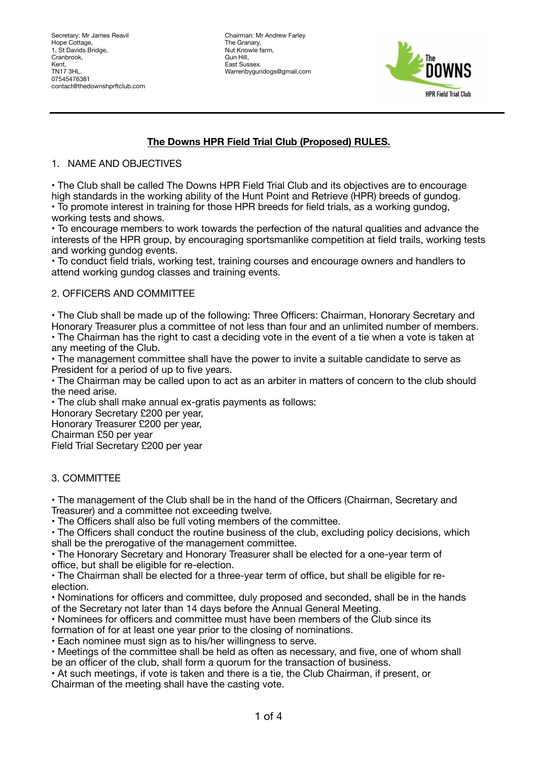Secretary: Mr James Reavil
Hope Cottage,
1, St Davids Bridge,
Cranbrook,
Kent,
TN17 3HL.
07545476381
contact@thedownshprftclub.com

Chairman: Mr Andrew Farley
The Granary,
Nut Knowle farm,
Gun Hill,
East Sussex.
Warrenbygundogs@gmail.com

The DOWNS HPR Field Trial Club

---

# The Downs HPR Field Trial Club (Proposed) RULES.

## 1. NAME AND OBJECTIVES

• The Club shall be called The Downs HPR Field Trial Club and its objectives are to encourage high standards in the working ability of the Hunt Point and Retrieve (HPR) breeds of gundog.
• To promote interest in training for those HPR breeds for field trials, as a working gundog, working tests and shows.
• To encourage members to work towards the perfection of the natural qualities and advance the interests of the HPR group, by encouraging sportsmanlike competition at field trails, working tests and working gundog events.
• To conduct field trials, working test, training courses and encourage owners and handlers to attend working gundog classes and training events.

## 2. OFFICERS AND COMMITTEE

• The Club shall be made up of the following: Three Officers: Chairman, Honorary Secretary and Honorary Treasurer plus a committee of not less than four and an unlimited number of members.
• The Chairman has the right to cast a deciding vote in the event of a tie when a vote is taken at any meeting of the Club.
• The management committee shall have the power to invite a suitable candidate to serve as President for a period of up to five years.
• The Chairman may be called upon to act as an arbiter in matters of concern to the club should the need arise.
• The club shall make annual ex-gratis payments as follows:
Honorary Secretary £200 per year,
Honorary Treasurer £200 per year,
Chairman £50 per year
Field Trial Secretary £200 per year

## 3. COMMITTEE

• The management of the Club shall be in the hand of the Officers (Chairman, Secretary and Treasurer) and a committee not exceeding twelve.
• The Officers shall also be full voting members of the committee.
• The Officers shall conduct the routine business of the club, excluding policy decisions, which shall be the prerogative of the management committee.
• The Honorary Secretary and Honorary Treasurer shall be elected for a one-year term of office, but shall be eligible for re-election.
• The Chairman shall be elected for a three-year term of office, but shall be eligible for re-election.
• Nominations for officers and committee, duly proposed and seconded, shall be in the hands of the Secretary not later than 14 days before the Annual General Meeting.
• Nominees for officers and committee must have been members of the Club since its formation of for at least one year prior to the closing of nominations.
• Each nominee must sign as to his/her willingness to serve.
• Meetings of the committee shall be held as often as necessary, and five, one of whom shall be an officer of the club, shall form a quorum for the transaction of business.
• At such meetings, if vote is taken and there is a tie, the Club Chairman, if present, or Chairman of the meeting shall have the casting vote.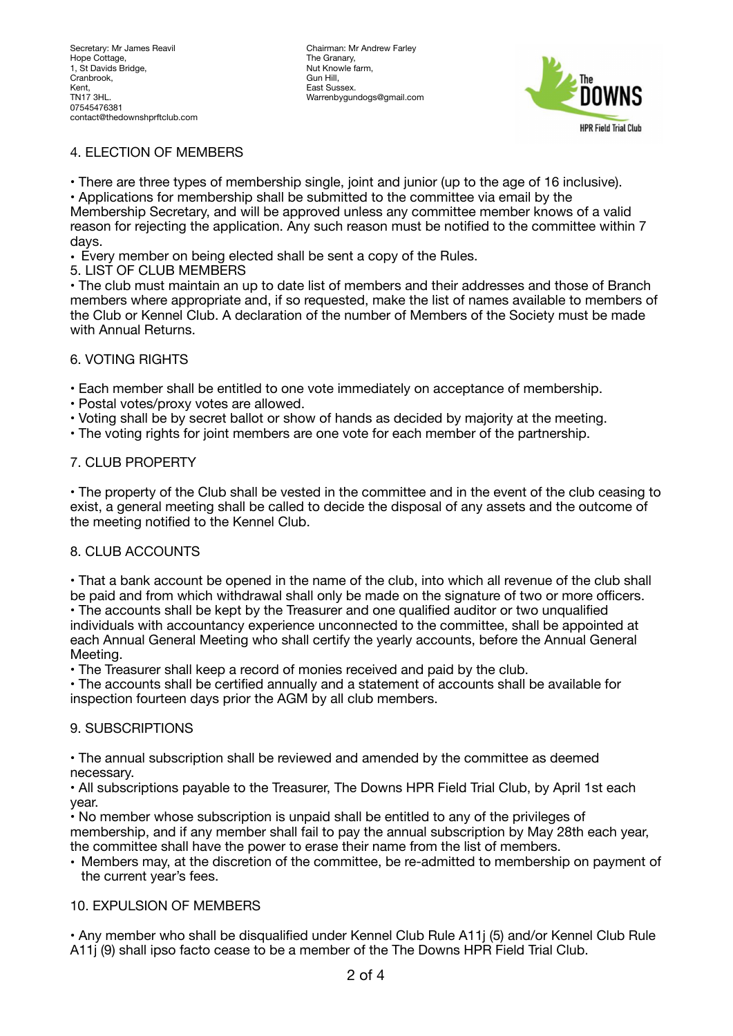Secretary: Mr James Reavil
Hope Cottage,
1, St Davids Bridge,
Cranbrook,
Kent,
TN17 3HL.
07545476381
contact@thedownshprftclub.com

Chairman: Mr Andrew Farley
The Granary,
Nut Knowle farm,
Gun Hill,
East Sussex.
Warrenbygundogs@gmail.com

## 4. ELECTION OF MEMBERS

- There are three types of membership single, joint and junior (up to the age of 16 inclusive).
- Applications for membership shall be submitted to the committee via email by the Membership Secretary, and will be approved unless any committee member knows of a valid reason for rejecting the application. Any such reason must be notified to the committee within 7 days.
- Every member on being elected shall be sent a copy of the Rules.

## 5. LIST OF CLUB MEMBERS

- The club must maintain an up to date list of members and their addresses and those of Branch members where appropriate and, if so requested, make the list of names available to members of the Club or Kennel Club. A declaration of the number of Members of the Society must be made with Annual Returns.

## 6. VOTING RIGHTS

- Each member shall be entitled to one vote immediately on acceptance of membership.
- Postal votes/proxy votes are allowed.
- Voting shall be by secret ballot or show of hands as decided by majority at the meeting.
- The voting rights for joint members are one vote for each member of the partnership.

## 7. CLUB PROPERTY

- The property of the Club shall be vested in the committee and in the event of the club ceasing to exist, a general meeting shall be called to decide the disposal of any assets and the outcome of the meeting notified to the Kennel Club.

## 8. CLUB ACCOUNTS

- That a bank account be opened in the name of the club, into which all revenue of the club shall be paid and from which withdrawal shall only be made on the signature of two or more officers.
- The accounts shall be kept by the Treasurer and one qualified auditor or two unqualified individuals with accountancy experience unconnected to the committee, shall be appointed at each Annual General Meeting who shall certify the yearly accounts, before the Annual General Meeting.
- The Treasurer shall keep a record of monies received and paid by the club.
- The accounts shall be certified annually and a statement of accounts shall be available for inspection fourteen days prior the AGM by all club members.

## 9. SUBSCRIPTIONS

- The annual subscription shall be reviewed and amended by the committee as deemed necessary.
- All subscriptions payable to the Treasurer, The Downs HPR Field Trial Club, by April 1st each year.
- No member whose subscription is unpaid shall be entitled to any of the privileges of membership, and if any member shall fail to pay the annual subscription by May 28th each year, the committee shall have the power to erase their name from the list of members.
- Members may, at the discretion of the committee, be re-admitted to membership on payment of the current year's fees.

## 10. EXPULSION OF MEMBERS

- Any member who shall be disqualified under Kennel Club Rule A11j (5) and/or Kennel Club Rule A11j (9) shall ipso facto cease to be a member of the The Downs HPR Field Trial Club.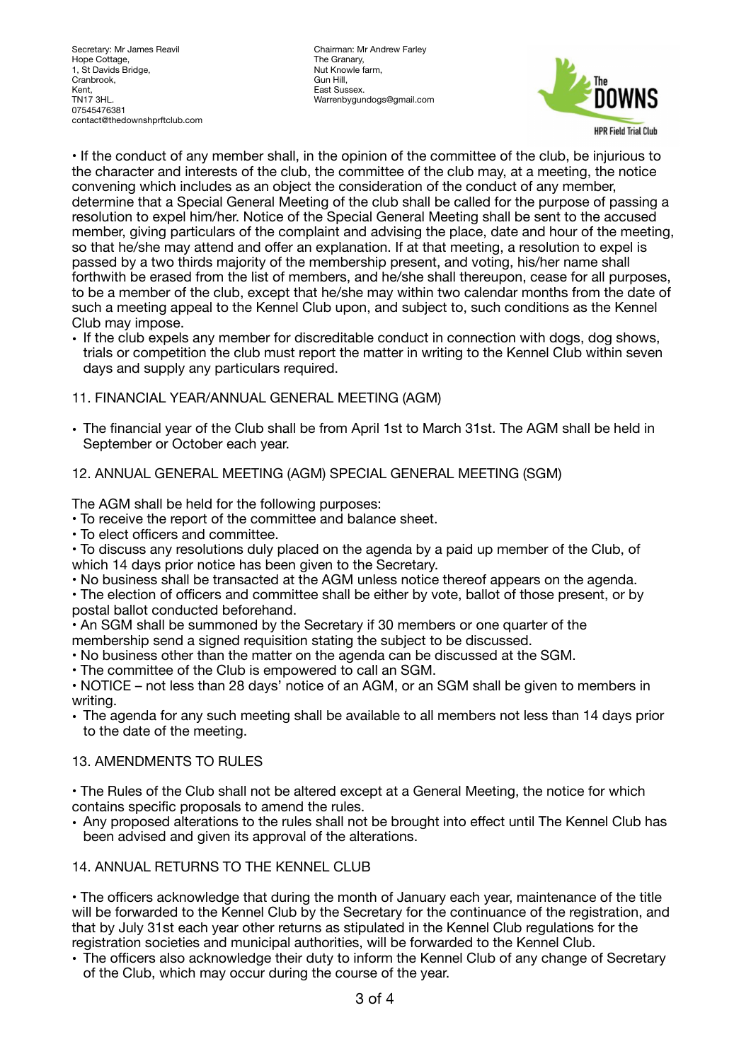- If the conduct of any member shall, in the opinion of the committee of the club, be injurious to the character and interests of the club, the committee of the club may, at a meeting, the notice convening which includes as an object the consideration of the conduct of any member, determine that a Special General Meeting of the club shall be called for the purpose of passing a resolution to expel him/her. Notice of the Special General Meeting shall be sent to the accused member, giving particulars of the complaint and advising the place, date and hour of the meeting, so that he/she may attend and offer an explanation. If at that meeting, a resolution to expel is passed by a two thirds majority of the membership present, and voting, his/her name shall forthwith be erased from the list of members, and he/she shall thereupon, cease for all purposes, to be a member of the club, except that he/she may within two calendar months from the date of such a meeting appeal to the Kennel Club upon, and subject to, such conditions as the Kennel Club may impose.
- If the club expels any member for discreditable conduct in connection with dogs, dog shows, trials or competition the club must report the matter in writing to the Kennel Club within seven days and supply any particulars required.

## 11. FINANCIAL YEAR/ANNUAL GENERAL MEETING (AGM)

- The financial year of the Club shall be from April 1st to March 31st. The AGM shall be held in September or October each year.

## 12. ANNUAL GENERAL MEETING (AGM) SPECIAL GENERAL MEETING (SGM)

The AGM shall be held for the following purposes:

- To receive the report of the committee and balance sheet.
- To elect officers and committee.
- To discuss any resolutions duly placed on the agenda by a paid up member of the Club, of which 14 days prior notice has been given to the Secretary.
- No business shall be transacted at the AGM unless notice thereof appears on the agenda.
- The election of officers and committee shall be either by vote, ballot of those present, or by postal ballot conducted beforehand.
- An SGM shall be summoned by the Secretary if 30 members or one quarter of the membership send a signed requisition stating the subject to be discussed.
- No business other than the matter on the agenda can be discussed at the SGM.
- The committee of the Club is empowered to call an SGM.
- NOTICE – not less than 28 days' notice of an AGM, or an SGM shall be given to members in writing.
- The agenda for any such meeting shall be available to all members not less than 14 days prior to the date of the meeting.

## 13. AMENDMENTS TO RULES

- The Rules of the Club shall not be altered except at a General Meeting, the notice for which contains specific proposals to amend the rules.
- Any proposed alterations to the rules shall not be brought into effect until The Kennel Club has been advised and given its approval of the alterations.

## 14. ANNUAL RETURNS TO THE KENNEL CLUB

- The officers acknowledge that during the month of January each year, maintenance of the title will be forwarded to the Kennel Club by the Secretary for the continuance of the registration, and that by July 31st each year other returns as stipulated in the Kennel Club regulations for the registration societies and municipal authorities, will be forwarded to the Kennel Club.
- The officers also acknowledge their duty to inform the Kennel Club of any change of Secretary of the Club, which may occur during the course of the year.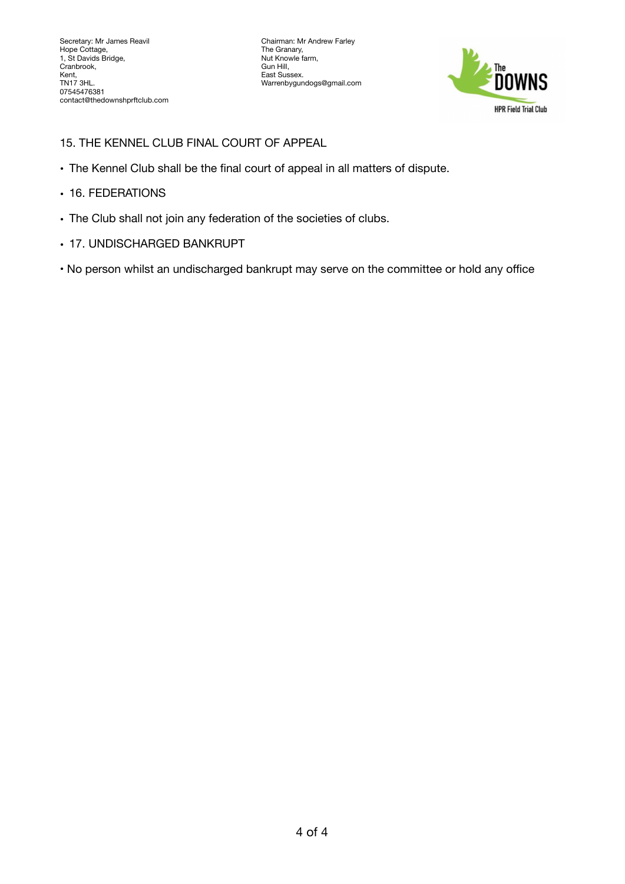15. THE KENNEL CLUB FINAL COURT OF APPEAL

- The Kennel Club shall be the final court of appeal in all matters of dispute.
- 16. FEDERATIONS
- The Club shall not join any federation of the societies of clubs.
- 17. UNDISCHARGED BANKRUPT
- No person whilst an undischarged bankrupt may serve on the committee or hold any office